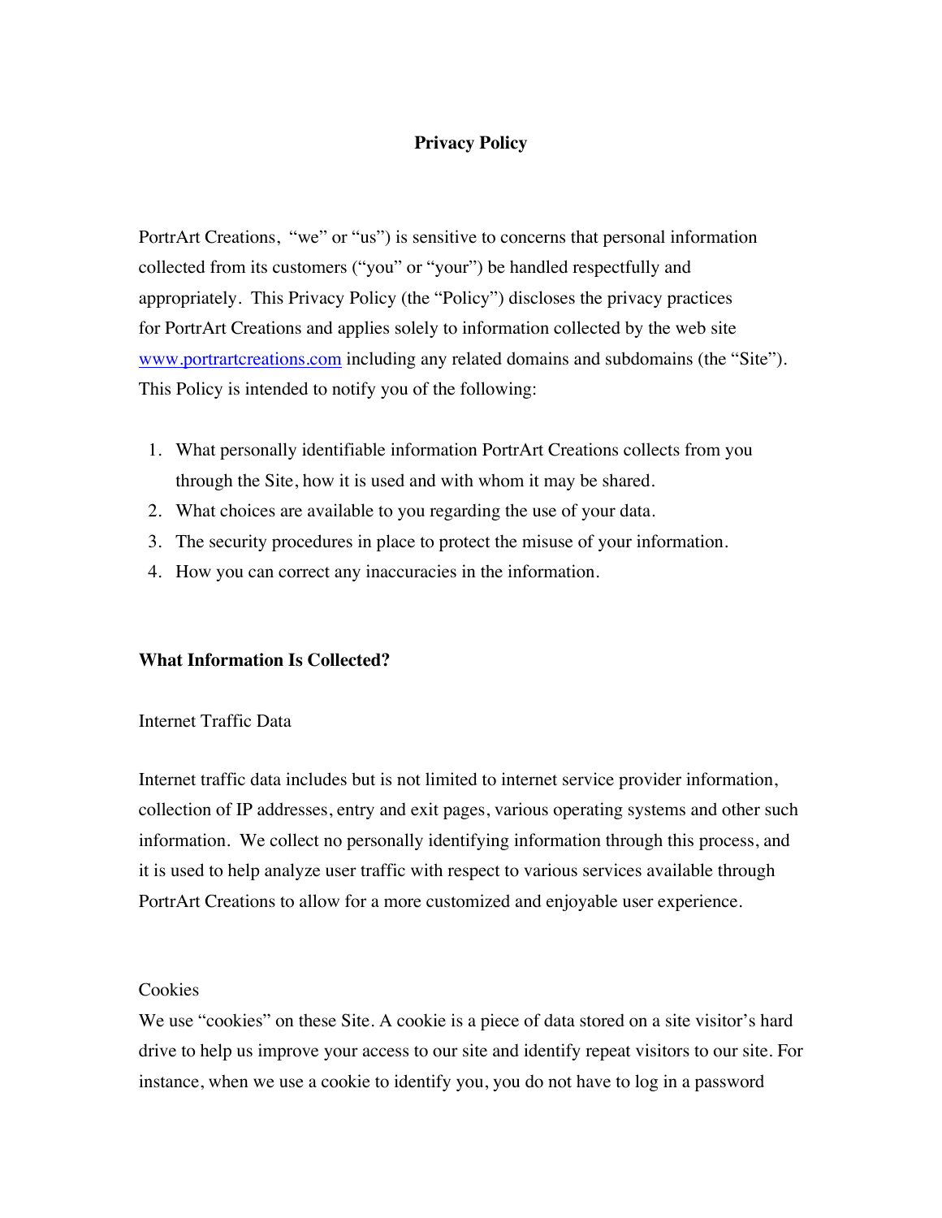# Privacy Policy

PortrArt Creations, "we" or "us") is sensitive to concerns that personal information collected from its customers ("you" or "your") be handled respectfully and appropriately. This Privacy Policy (the "Policy") discloses the privacy practices for PortrArt Creations and applies solely to information collected by the web site www.portrartcreations.com including any related domains and subdomains (the "Site"). This Policy is intended to notify you of the following:

1. What personally identifiable information PortrArt Creations collects from you through the Site, how it is used and with whom it may be shared.
2. What choices are available to you regarding the use of your data.
3. The security procedures in place to protect the misuse of your information.
4. How you can correct any inaccuracies in the information.

## What Information Is Collected?

Internet Traffic Data

Internet traffic data includes but is not limited to internet service provider information, collection of IP addresses, entry and exit pages, various operating systems and other such information. We collect no personally identifying information through this process, and it is used to help analyze user traffic with respect to various services available through PortrArt Creations to allow for a more customized and enjoyable user experience.

Cookies

We use "cookies" on these Site. A cookie is a piece of data stored on a site visitor's hard drive to help us improve your access to our site and identify repeat visitors to our site. For instance, when we use a cookie to identify you, you do not have to log in a password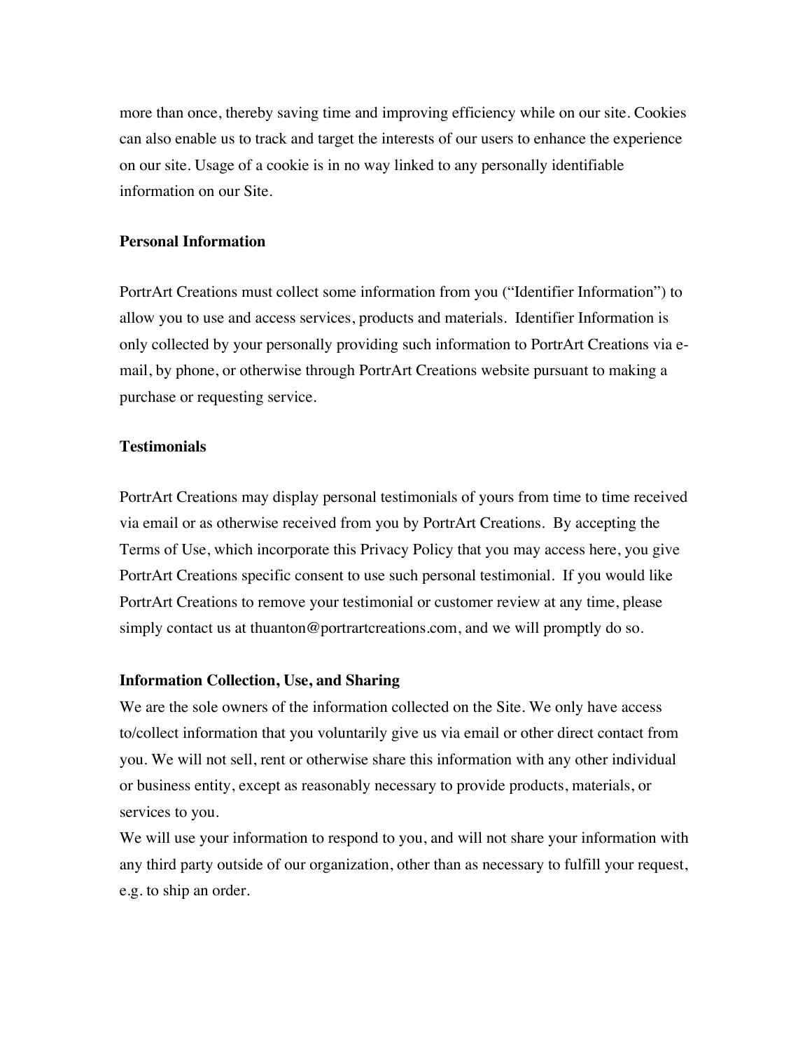more than once, thereby saving time and improving efficiency while on our site. Cookies can also enable us to track and target the interests of our users to enhance the experience on our site. Usage of a cookie is in no way linked to any personally identifiable information on our Site.

**Personal Information**

PortrArt Creations must collect some information from you ("Identifier Information") to allow you to use and access services, products and materials. Identifier Information is only collected by your personally providing such information to PortrArt Creations via e-mail, by phone, or otherwise through PortrArt Creations website pursuant to making a purchase or requesting service.

**Testimonials**

PortrArt Creations may display personal testimonials of yours from time to time received via email or as otherwise received from you by PortrArt Creations. By accepting the Terms of Use, which incorporate this Privacy Policy that you may access here, you give PortrArt Creations specific consent to use such personal testimonial. If you would like PortrArt Creations to remove your testimonial or customer review at any time, please simply contact us at thuanton@portrartcreations.com, and we will promptly do so.

**Information Collection, Use, and Sharing**

We are the sole owners of the information collected on the Site. We only have access to/collect information that you voluntarily give us via email or other direct contact from you. We will not sell, rent or otherwise share this information with any other individual or business entity, except as reasonably necessary to provide products, materials, or services to you.

We will use your information to respond to you, and will not share your information with any third party outside of our organization, other than as necessary to fulfill your request, e.g. to ship an order.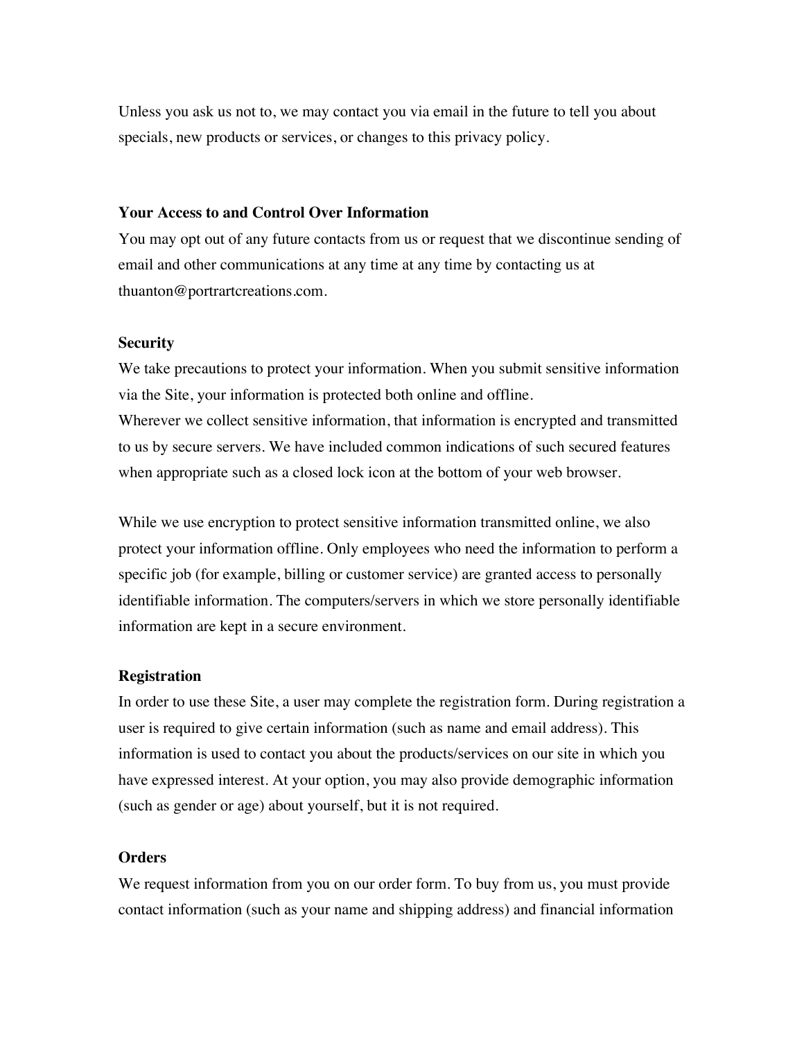Unless you ask us not to, we may contact you via email in the future to tell you about specials, new products or services, or changes to this privacy policy.

**Your Access to and Control Over Information**

You may opt out of any future contacts from us or request that we discontinue sending of email and other communications at any time at any time by contacting us at thuanton@portrartcreations.com.

**Security**

We take precautions to protect your information. When you submit sensitive information via the Site, your information is protected both online and offline.
Wherever we collect sensitive information, that information is encrypted and transmitted to us by secure servers. We have included common indications of such secured features when appropriate such as a closed lock icon at the bottom of your web browser.

While we use encryption to protect sensitive information transmitted online, we also protect your information offline. Only employees who need the information to perform a specific job (for example, billing or customer service) are granted access to personally identifiable information. The computers/servers in which we store personally identifiable information are kept in a secure environment.

**Registration**

In order to use these Site, a user may complete the registration form. During registration a user is required to give certain information (such as name and email address). This information is used to contact you about the products/services on our site in which you have expressed interest. At your option, you may also provide demographic information (such as gender or age) about yourself, but it is not required.

**Orders**

We request information from you on our order form. To buy from us, you must provide contact information (such as your name and shipping address) and financial information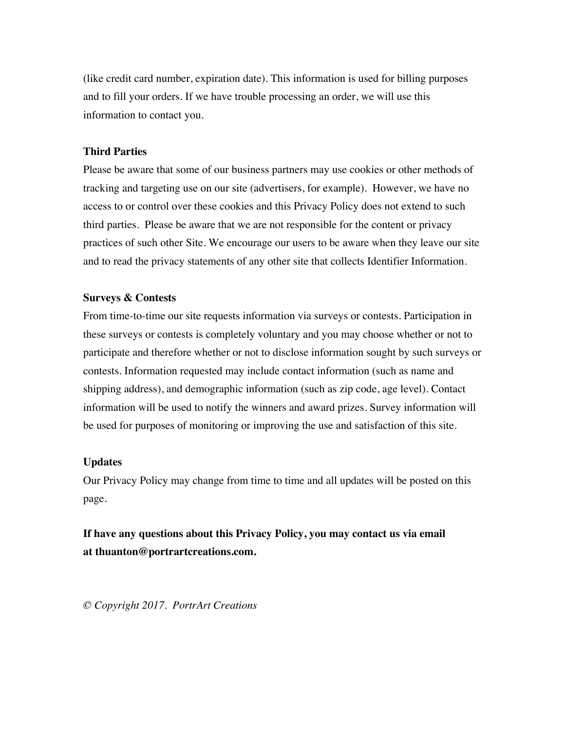(like credit card number, expiration date). This information is used for billing purposes and to fill your orders. If we have trouble processing an order, we will use this information to contact you.

**Third Parties**

Please be aware that some of our business partners may use cookies or other methods of tracking and targeting use on our site (advertisers, for example).  However, we have no access to or control over these cookies and this Privacy Policy does not extend to such third parties.  Please be aware that we are not responsible for the content or privacy practices of such other Site. We encourage our users to be aware when they leave our site and to read the privacy statements of any other site that collects Identifier Information.

**Surveys & Contests**

From time-to-time our site requests information via surveys or contests. Participation in these surveys or contests is completely voluntary and you may choose whether or not to participate and therefore whether or not to disclose information sought by such surveys or contests. Information requested may include contact information (such as name and shipping address), and demographic information (such as zip code, age level). Contact information will be used to notify the winners and award prizes. Survey information will be used for purposes of monitoring or improving the use and satisfaction of this site.

**Updates**

Our Privacy Policy may change from time to time and all updates will be posted on this page.

**If have any questions about this Privacy Policy, you may contact us via email at thuanton@portrartcreations.com.**

*© Copyright 2017.  PortrArt Creations*